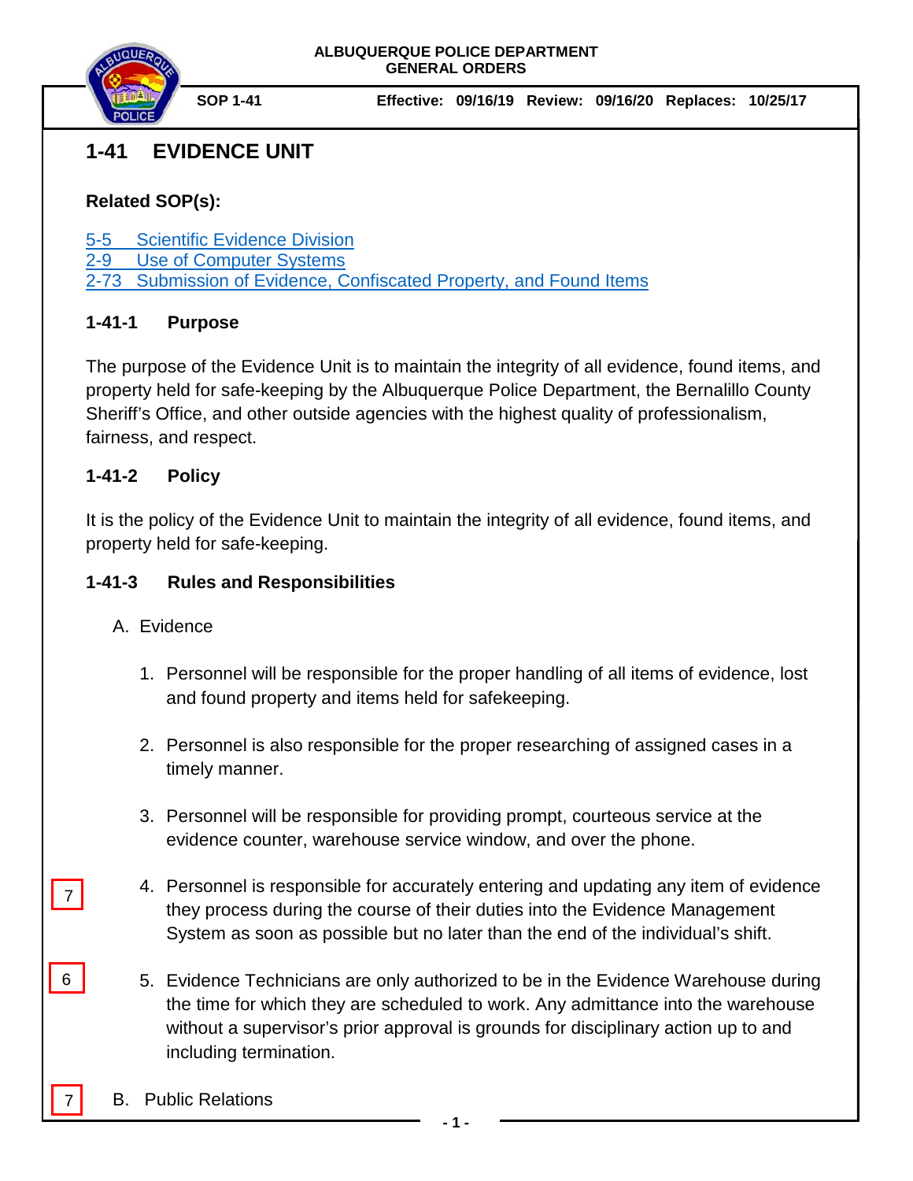ALBUQUERQUE POLICE DEPARTMENT
GENERAL ORDERS

SOP 1-41 Effective: 09/16/19 Review: 09/16/20 Replaces: 10/25/17

# 1-41 EVIDENCE UNIT

**Related SOP(s):**

5-5 Scientific Evidence Division
2-9 Use of Computer Systems
2-73 Submission of Evidence, Confiscated Property, and Found Items

## 1-41-1 Purpose

The purpose of the Evidence Unit is to maintain the integrity of all evidence, found items, and property held for safe-keeping by the Albuquerque Police Department, the Bernalillo County Sheriff's Office, and other outside agencies with the highest quality of professionalism, fairness, and respect.

## 1-41-2 Policy

It is the policy of the Evidence Unit to maintain the integrity of all evidence, found items, and property held for safe-keeping.

## 1-41-3 Rules and Responsibilities

A. Evidence

1. Personnel will be responsible for the proper handling of all items of evidence, lost and found property and items held for safekeeping.

2. Personnel is also responsible for the proper researching of assigned cases in a timely manner.

3. Personnel will be responsible for providing prompt, courteous service at the evidence counter, warehouse service window, and over the phone.

7

4. Personnel is responsible for accurately entering and updating any item of evidence they process during the course of their duties into the Evidence Management System as soon as possible but no later than the end of the individual's shift.

6

5. Evidence Technicians are only authorized to be in the Evidence Warehouse during the time for which they are scheduled to work. Any admittance into the warehouse without a supervisor's prior approval is grounds for disciplinary action up to and including termination.

7

B. Public Relations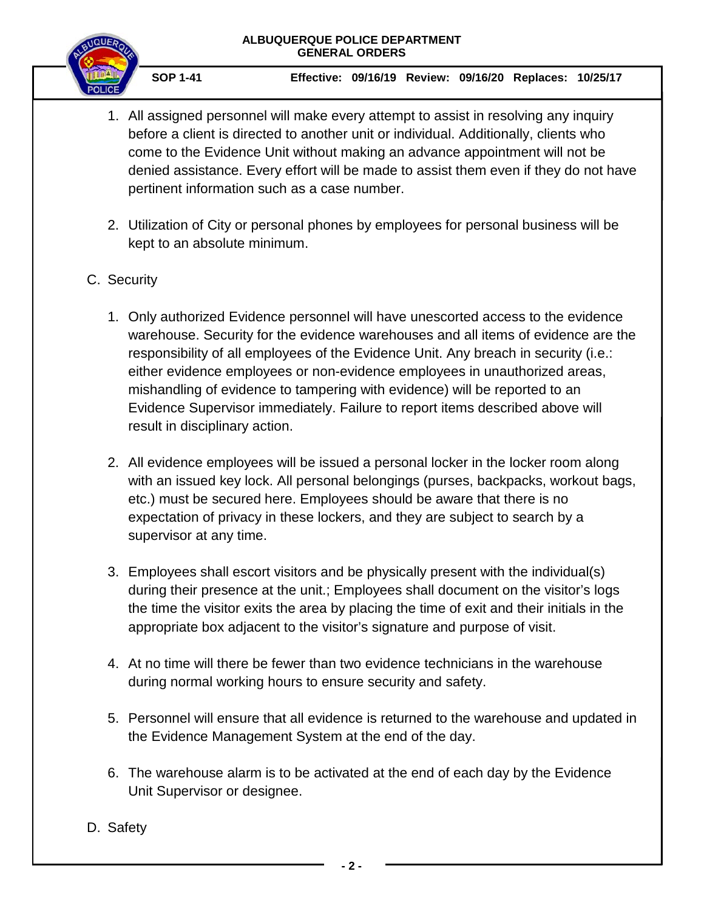1. All assigned personnel will make every attempt to assist in resolving any inquiry before a client is directed to another unit or individual. Additionally, clients who come to the Evidence Unit without making an advance appointment will not be denied assistance. Every effort will be made to assist them even if they do not have pertinent information such as a case number.

2. Utilization of City or personal phones by employees for personal business will be kept to an absolute minimum.

C. Security

1. Only authorized Evidence personnel will have unescorted access to the evidence warehouse. Security for the evidence warehouses and all items of evidence are the responsibility of all employees of the Evidence Unit. Any breach in security (i.e.: either evidence employees or non-evidence employees in unauthorized areas, mishandling of evidence to tampering with evidence) will be reported to an Evidence Supervisor immediately. Failure to report items described above will result in disciplinary action.

2. All evidence employees will be issued a personal locker in the locker room along with an issued key lock. All personal belongings (purses, backpacks, workout bags, etc.) must be secured here. Employees should be aware that there is no expectation of privacy in these lockers, and they are subject to search by a supervisor at any time.

3. Employees shall escort visitors and be physically present with the individual(s) during their presence at the unit.; Employees shall document on the visitor's logs the time the visitor exits the area by placing the time of exit and their initials in the appropriate box adjacent to the visitor's signature and purpose of visit.

4. At no time will there be fewer than two evidence technicians in the warehouse during normal working hours to ensure security and safety.

5. Personnel will ensure that all evidence is returned to the warehouse and updated in the Evidence Management System at the end of the day.

6. The warehouse alarm is to be activated at the end of each day by the Evidence Unit Supervisor or designee.

D. Safety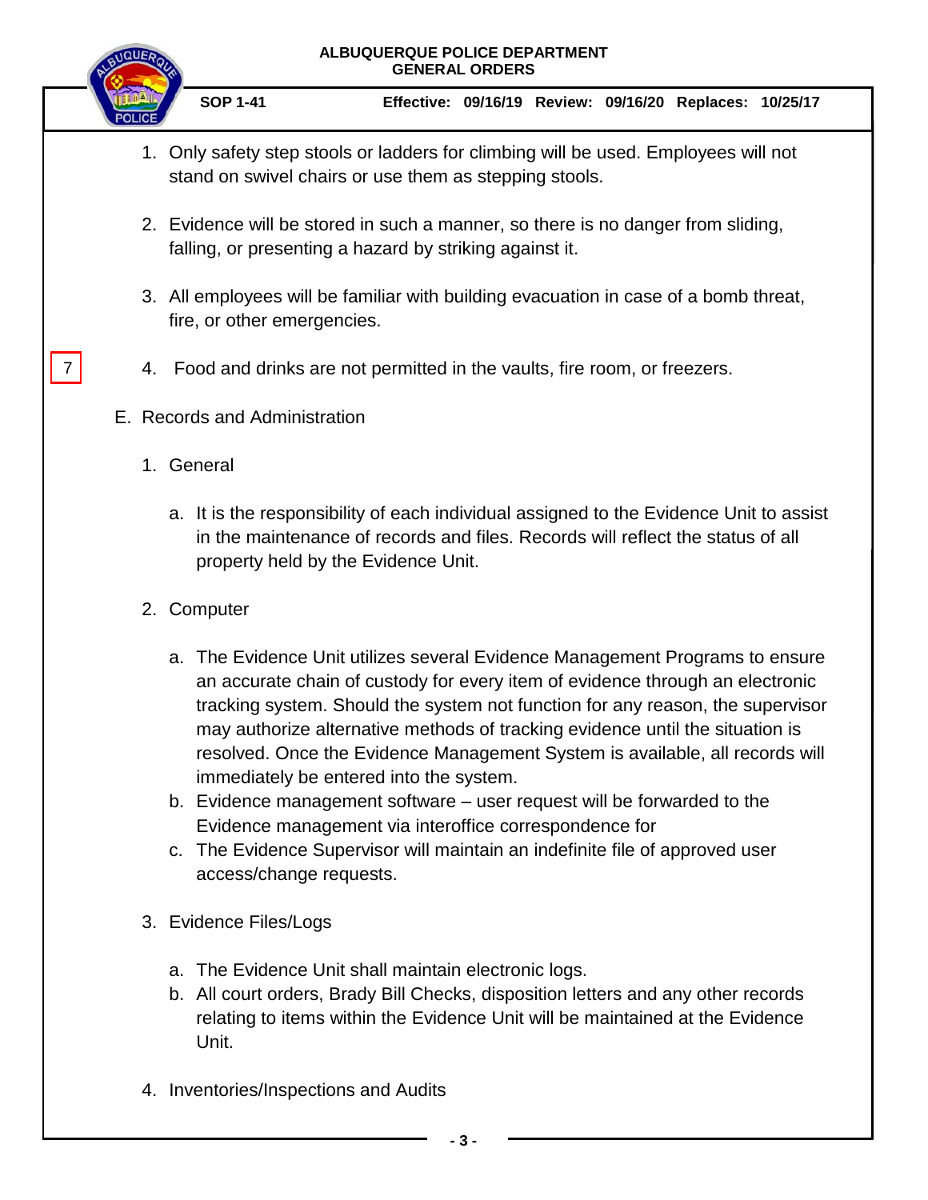1. Only safety step stools or ladders for climbing will be used. Employees will not stand on swivel chairs or use them as stepping stools.

2. Evidence will be stored in such a manner, so there is no danger from sliding, falling, or presenting a hazard by striking against it.

3. All employees will be familiar with building evacuation in case of a bomb threat, fire, or other emergencies.

7

4. Food and drinks are not permitted in the vaults, fire room, or freezers.

E. Records and Administration

1. General

   a. It is the responsibility of each individual assigned to the Evidence Unit to assist in the maintenance of records and files. Records will reflect the status of all property held by the Evidence Unit.

2. Computer

   a. The Evidence Unit utilizes several Evidence Management Programs to ensure an accurate chain of custody for every item of evidence through an electronic tracking system. Should the system not function for any reason, the supervisor may authorize alternative methods of tracking evidence until the situation is resolved. Once the Evidence Management System is available, all records will immediately be entered into the system.
   b. Evidence management software – user request will be forwarded to the Evidence management via interoffice correspondence for
   c. The Evidence Supervisor will maintain an indefinite file of approved user access/change requests.

3. Evidence Files/Logs

   a. The Evidence Unit shall maintain electronic logs.
   b. All court orders, Brady Bill Checks, disposition letters and any other records relating to items within the Evidence Unit will be maintained at the Evidence Unit.

4. Inventories/Inspections and Audits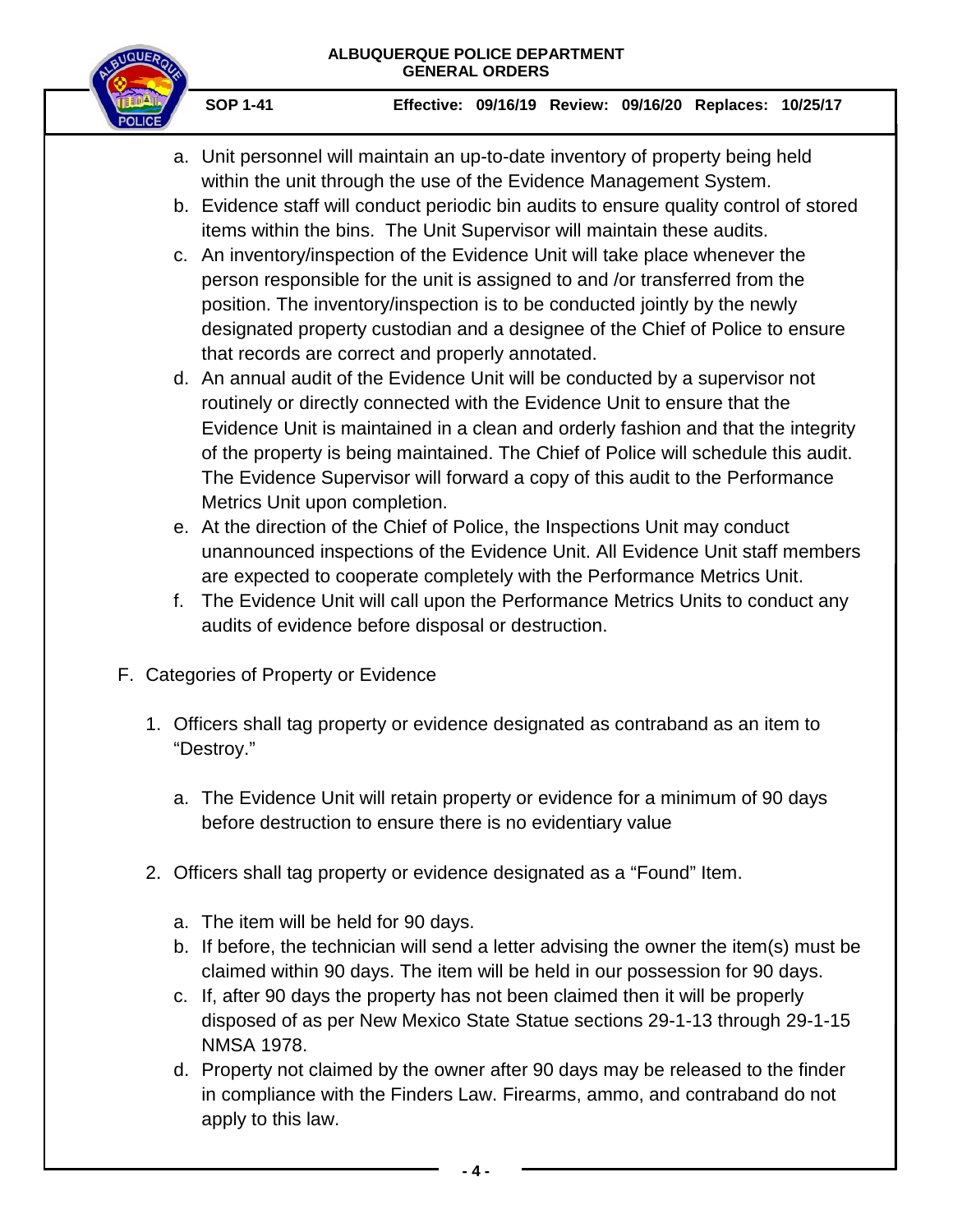a. Unit personnel will maintain an up-to-date inventory of property being held within the unit through the use of the Evidence Management System.
b. Evidence staff will conduct periodic bin audits to ensure quality control of stored items within the bins. The Unit Supervisor will maintain these audits.
c. An inventory/inspection of the Evidence Unit will take place whenever the person responsible for the unit is assigned to and /or transferred from the position. The inventory/inspection is to be conducted jointly by the newly designated property custodian and a designee of the Chief of Police to ensure that records are correct and properly annotated.
d. An annual audit of the Evidence Unit will be conducted by a supervisor not routinely or directly connected with the Evidence Unit to ensure that the Evidence Unit is maintained in a clean and orderly fashion and that the integrity of the property is being maintained. The Chief of Police will schedule this audit. The Evidence Supervisor will forward a copy of this audit to the Performance Metrics Unit upon completion.
e. At the direction of the Chief of Police, the Inspections Unit may conduct unannounced inspections of the Evidence Unit. All Evidence Unit staff members are expected to cooperate completely with the Performance Metrics Unit.
f. The Evidence Unit will call upon the Performance Metrics Units to conduct any audits of evidence before disposal or destruction.

F. Categories of Property or Evidence

1. Officers shall tag property or evidence designated as contraband as an item to "Destroy."

   a. The Evidence Unit will retain property or evidence for a minimum of 90 days before destruction to ensure there is no evidentiary value

2. Officers shall tag property or evidence designated as a "Found" Item.

   a. The item will be held for 90 days.
   b. If before, the technician will send a letter advising the owner the item(s) must be claimed within 90 days. The item will be held in our possession for 90 days.
   c. If, after 90 days the property has not been claimed then it will be properly disposed of as per New Mexico State Statue sections 29-1-13 through 29-1-15 NMSA 1978.
   d. Property not claimed by the owner after 90 days may be released to the finder in compliance with the Finders Law. Firearms, ammo, and contraband do not apply to this law.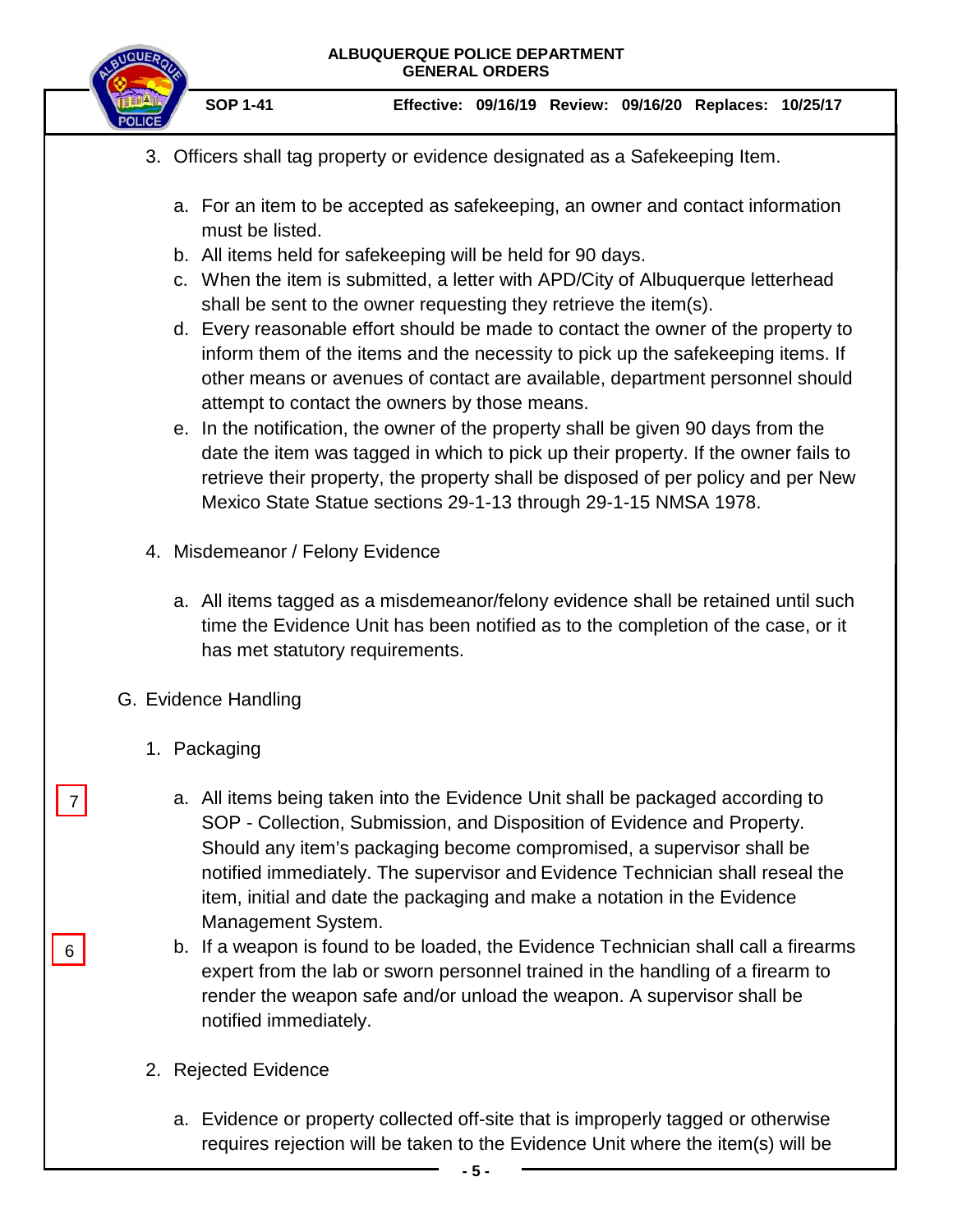3. Officers shall tag property or evidence designated as a Safekeeping Item.

    a. For an item to be accepted as safekeeping, an owner and contact information must be listed.
    b. All items held for safekeeping will be held for 90 days.
    c. When the item is submitted, a letter with APD/City of Albuquerque letterhead shall be sent to the owner requesting they retrieve the item(s).
    d. Every reasonable effort should be made to contact the owner of the property to inform them of the items and the necessity to pick up the safekeeping items. If other means or avenues of contact are available, department personnel should attempt to contact the owners by those means.
    e. In the notification, the owner of the property shall be given 90 days from the date the item was tagged in which to pick up their property. If the owner fails to retrieve their property, the property shall be disposed of per policy and per New Mexico State Statue sections 29-1-13 through 29-1-15 NMSA 1978.

4. Misdemeanor / Felony Evidence

    a. All items tagged as a misdemeanor/felony evidence shall be retained until such time the Evidence Unit has been notified as to the completion of the case, or it has met statutory requirements.

G. Evidence Handling

1. Packaging

    7

    a. All items being taken into the Evidence Unit shall be packaged according to SOP - Collection, Submission, and Disposition of Evidence and Property. Should any item's packaging become compromised, a supervisor shall be notified immediately. The supervisor and Evidence Technician shall reseal the item, initial and date the packaging and make a notation in the Evidence Management System.

    6

    b. If a weapon is found to be loaded, the Evidence Technician shall call a firearms expert from the lab or sworn personnel trained in the handling of a firearm to render the weapon safe and/or unload the weapon. A supervisor shall be notified immediately.

2. Rejected Evidence

    a. Evidence or property collected off-site that is improperly tagged or otherwise requires rejection will be taken to the Evidence Unit where the item(s) will be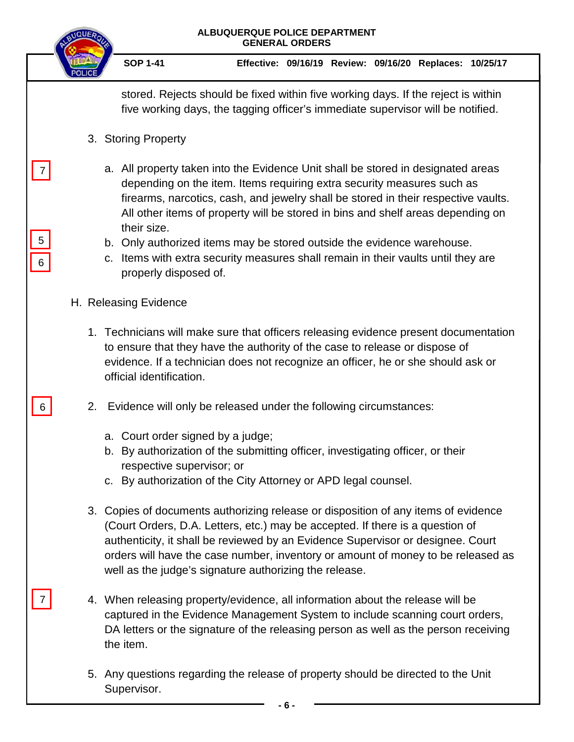stored. Rejects should be fixed within five working days. If the reject is within five working days, the tagging officer's immediate supervisor will be notified.

3. Storing Property

7

a. All property taken into the Evidence Unit shall be stored in designated areas depending on the item. Items requiring extra security measures such as firearms, narcotics, cash, and jewelry shall be stored in their respective vaults. All other items of property will be stored in bins and shelf areas depending on their size.

5

b. Only authorized items may be stored outside the evidence warehouse.

6

c. Items with extra security measures shall remain in their vaults until they are properly disposed of.

H. Releasing Evidence

1. Technicians will make sure that officers releasing evidence present documentation to ensure that they have the authority of the case to release or dispose of evidence. If a technician does not recognize an officer, he or she should ask or official identification.

6

2. Evidence will only be released under the following circumstances:

   a. Court order signed by a judge;
   b. By authorization of the submitting officer, investigating officer, or their respective supervisor; or
   c. By authorization of the City Attorney or APD legal counsel.

3. Copies of documents authorizing release or disposition of any items of evidence (Court Orders, D.A. Letters, etc.) may be accepted. If there is a question of authenticity, it shall be reviewed by an Evidence Supervisor or designee. Court orders will have the case number, inventory or amount of money to be released as well as the judge's signature authorizing the release.

7

4. When releasing property/evidence, all information about the release will be captured in the Evidence Management System to include scanning court orders, DA letters or the signature of the releasing person as well as the person receiving the item.

5. Any questions regarding the release of property should be directed to the Unit Supervisor.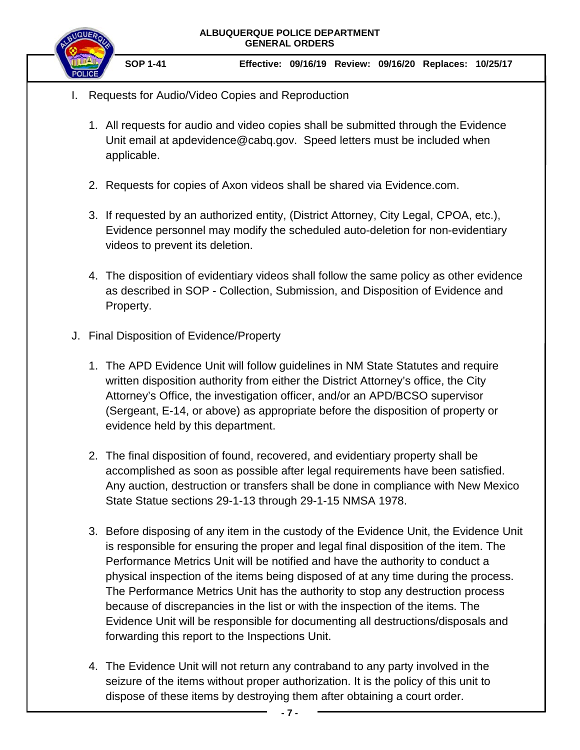I. Requests for Audio/Video Copies and Reproduction

1. All requests for audio and video copies shall be submitted through the Evidence Unit email at apdevidence@cabq.gov. Speed letters must be included when applicable.

2. Requests for copies of Axon videos shall be shared via Evidence.com.

3. If requested by an authorized entity, (District Attorney, City Legal, CPOA, etc.), Evidence personnel may modify the scheduled auto-deletion for non-evidentiary videos to prevent its deletion.

4. The disposition of evidentiary videos shall follow the same policy as other evidence as described in SOP - Collection, Submission, and Disposition of Evidence and Property.

J. Final Disposition of Evidence/Property

1. The APD Evidence Unit will follow guidelines in NM State Statutes and require written disposition authority from either the District Attorney's office, the City Attorney's Office, the investigation officer, and/or an APD/BCSO supervisor (Sergeant, E-14, or above) as appropriate before the disposition of property or evidence held by this department.

2. The final disposition of found, recovered, and evidentiary property shall be accomplished as soon as possible after legal requirements have been satisfied. Any auction, destruction or transfers shall be done in compliance with New Mexico State Statue sections 29-1-13 through 29-1-15 NMSA 1978.

3. Before disposing of any item in the custody of the Evidence Unit, the Evidence Unit is responsible for ensuring the proper and legal final disposition of the item. The Performance Metrics Unit will be notified and have the authority to conduct a physical inspection of the items being disposed of at any time during the process. The Performance Metrics Unit has the authority to stop any destruction process because of discrepancies in the list or with the inspection of the items. The Evidence Unit will be responsible for documenting all destructions/disposals and forwarding this report to the Inspections Unit.

4. The Evidence Unit will not return any contraband to any party involved in the seizure of the items without proper authorization. It is the policy of this unit to dispose of these items by destroying them after obtaining a court order.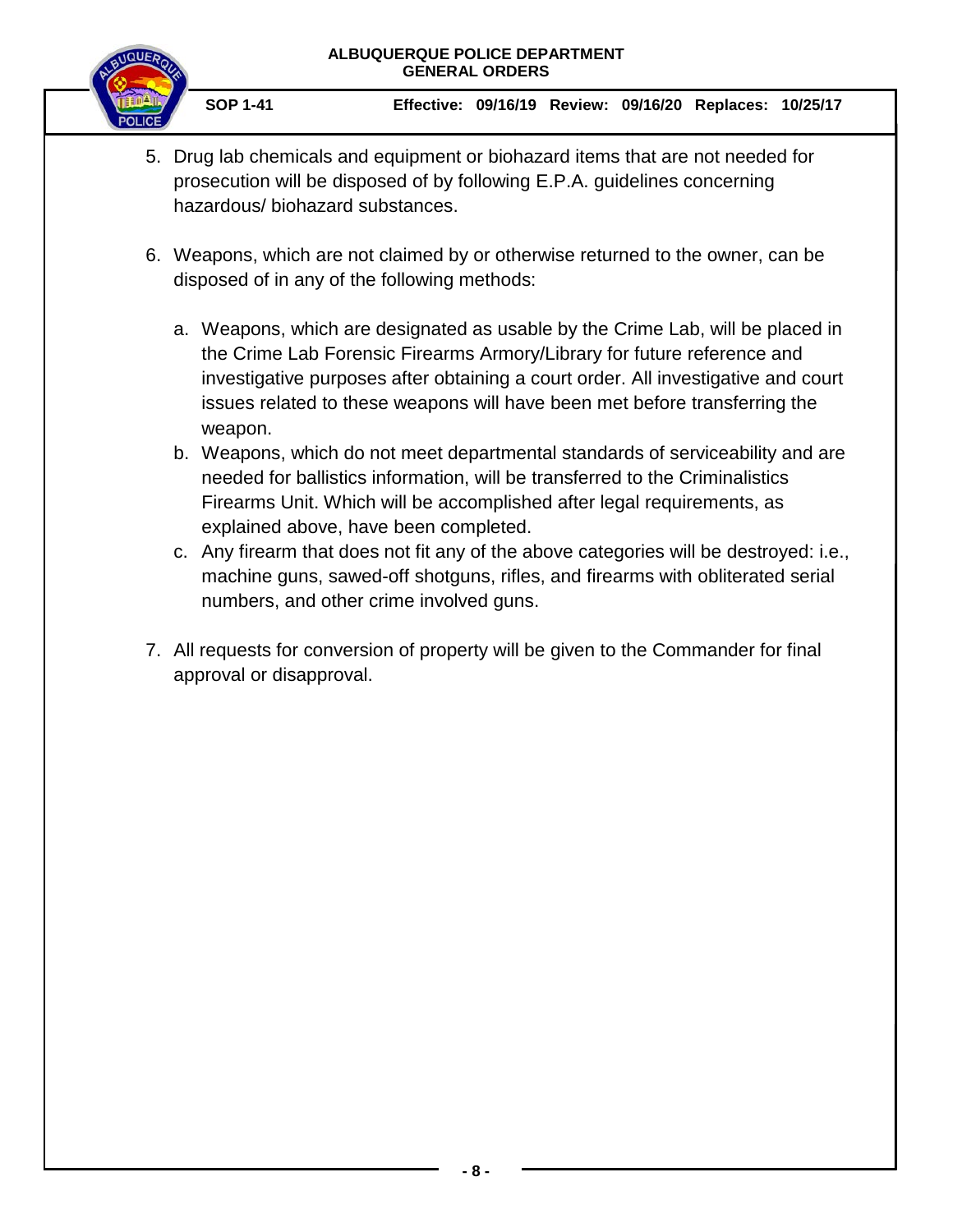5. Drug lab chemicals and equipment or biohazard items that are not needed for prosecution will be disposed of by following E.P.A. guidelines concerning hazardous/ biohazard substances.

6. Weapons, which are not claimed by or otherwise returned to the owner, can be disposed of in any of the following methods:

   a. Weapons, which are designated as usable by the Crime Lab, will be placed in the Crime Lab Forensic Firearms Armory/Library for future reference and investigative purposes after obtaining a court order. All investigative and court issues related to these weapons will have been met before transferring the weapon.
   b. Weapons, which do not meet departmental standards of serviceability and are needed for ballistics information, will be transferred to the Criminalistics Firearms Unit. Which will be accomplished after legal requirements, as explained above, have been completed.
   c. Any firearm that does not fit any of the above categories will be destroyed: i.e., machine guns, sawed-off shotguns, rifles, and firearms with obliterated serial numbers, and other crime involved guns.

7. All requests for conversion of property will be given to the Commander for final approval or disapproval.